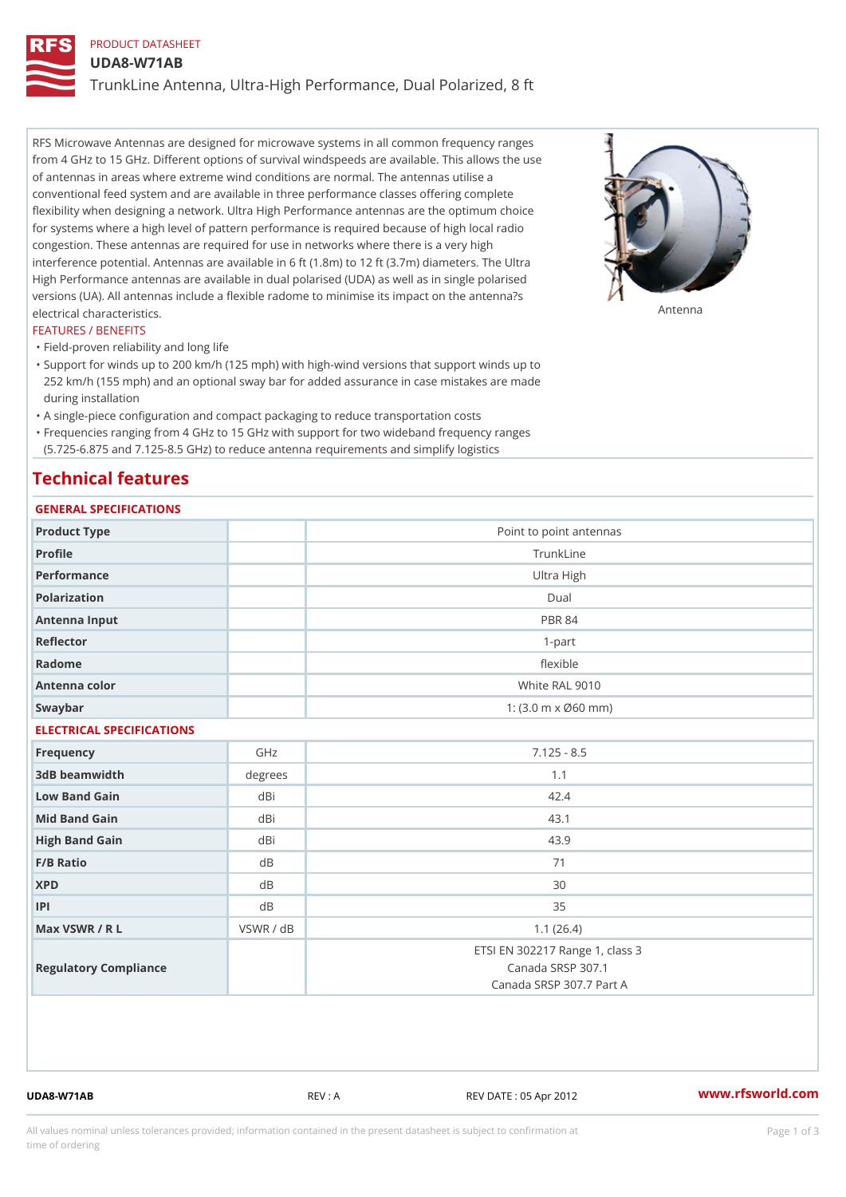PRODUCT DATASHEET

# UDA8-W71AB

## TrunkLine Antenna, Ultra-High Performance, Dual Polarized, 8 ft

RFS Microwave Antennas are designed for microwave systems in all common frequency ranges from 4 GHz to 15 GHz. Different options of survival windspeeds are available. This allows the use of antennas in areas where extreme wind conditions are normal. The antennas utilise a conventional feed system and are available in three performance classes offering complete flexibility when designing a network. Ultra High Performance antennas are the optimum choice for systems where a high level of pattern performance is required because of high local radio congestion. These antennas are required for use in networks where there is a very high interference potential. Antennas are available in 6 ft (1.8m) to 12 ft (3.7m) diameters. The Ultra High Performance antennas are available in dual polarised (UDA) as well as in single polarised versions (UA). All antennas include a flexible radome to minimise its impact on the antenna?s electrical characteristics.

Antenna

### FEATURES / BENEFITS

- Field-proven reliability and long life
- Support for winds up to 200 km/h (125 mph) with high-wind versions that support winds up to 252 km/h (155 mph) and an optional sway bar for added assurance in case mistakes are made during installation
- A single-piece configuration and compact packaging to reduce transportation costs
- Frequencies ranging from 4 GHz to 15 GHz with support for two wideband frequency ranges (5.725-6.875 and 7.125-8.5 GHz) to reduce antenna requirements and simplify logistics

## Technical features

### GENERAL SPECIFICATIONS

| | | |
|---|---|---|
| Product Type | | Point to point antennas |
| Profile | | TrunkLine |
| Performance | | Ultra High |
| Polarization | | Dual |
| Antenna Input | | PBR 84 |
| Reflector | | 1-part |
| Radome | | flexible |
| Antenna color | | White RAL 9010 |
| Swaybar | | 1: (3.0 m x Ø60 mm) |

### ELECTRICAL SPECIFICATIONS

| | | |
|---|---|---|
| Frequency | GHz | 7.125 - 8.5 |
| 3dB beamwidth | degrees | 1.1 |
| Low Band Gain | dBi | 42.4 |
| Mid Band Gain | dBi | 43.1 |
| High Band Gain | dBi | 43.9 |
| F/B Ratio | dB | 71 |
| XPD | dB | 30 |
| IPI | dB | 35 |
| Max VSWR / R L | VSWR / dB | 1.1 (26.4) |
| Regulatory Compliance | | ETSI EN 302217 Range 1, class 3<br>Canada SRSP 307.1<br>Canada SRSP 307.7 Part A |

UDA8-W71AB REV : A REV DATE : 05 Apr 2012 www.rfsworld.com

All values nominal unless tolerances provided; information contained in the present datasheet is subject to confirmation at time of ordering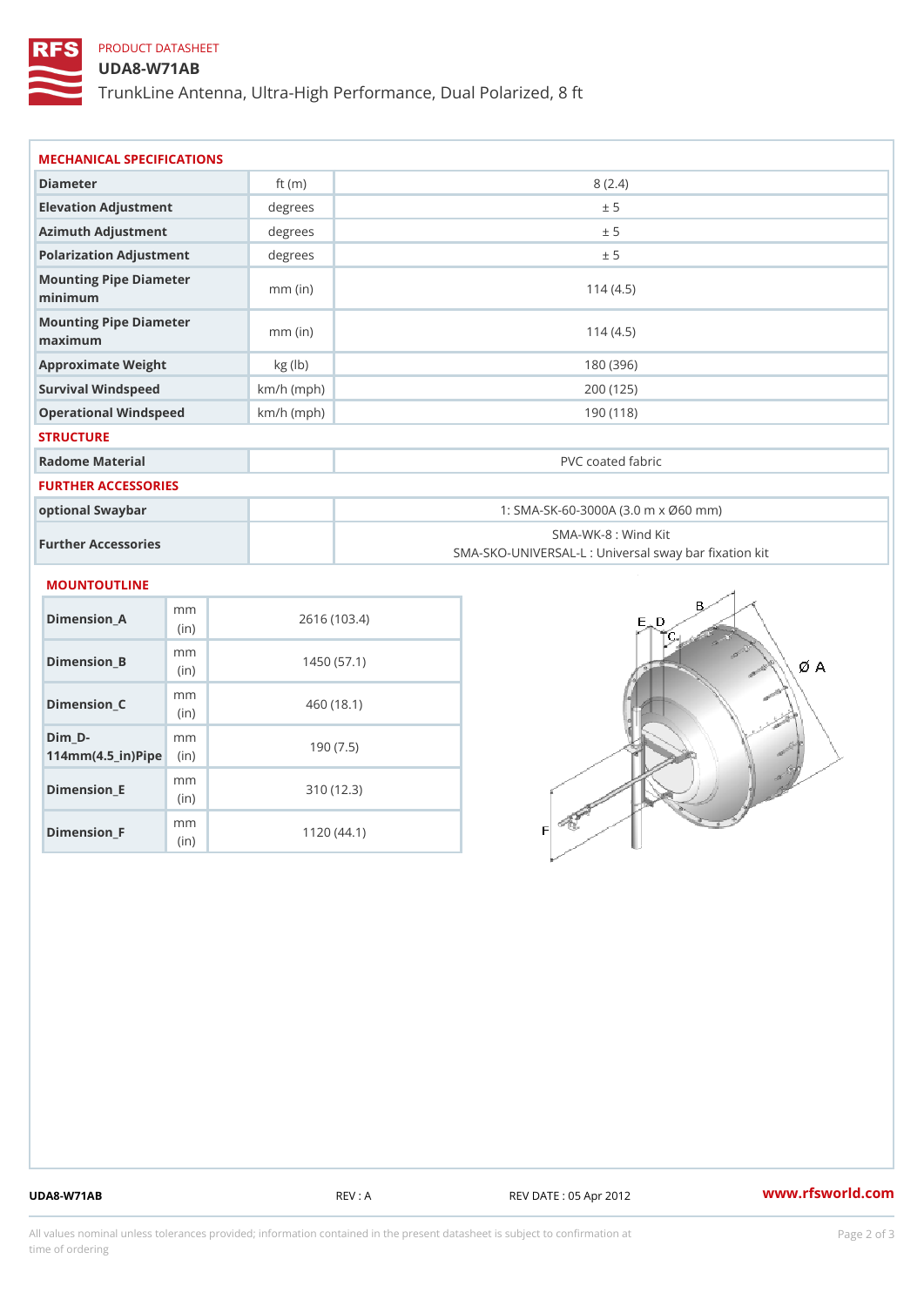PRODUCT DATASHEET

# UDA8-W71AB

TrunkLine Antenna, Ultra-High Performance, Dual Polarized, 8 ft

## MECHANICAL SPECIFICATIONS

| | | |
|---|---|---|
| Diameter | ft (m) | 8 (2.4) |
| Elevation Adjustment | degrees | ± 5 |
| Azimuth Adjustment | degrees | ± 5 |
| Polarization Adjustment | degrees | ± 5 |
| Mounting Pipe Diameter minimum | mm (in) | 114 (4.5) |
| Mounting Pipe Diameter maximum | mm (in) | 114 (4.5) |
| Approximate Weight | kg (lb) | 180 (396) |
| Survival Windspeed | km/h (mph) | 200 (125) |
| Operational Windspeed | km/h (mph) | 190 (118) |

## STRUCTURE

| | | |
|---|---|---|
| Radome Material | | PVC coated fabric |

## FURTHER ACCESSORIES

| | | |
|---|---|---|
| optional Swaybar | | 1: SMA-SK-60-3000A (3.0 m x Ø60 mm) |
| Further Accessories | | SMA-WK-8 : Wind Kit<br>SMA-SKO-UNIVERSAL-L : Universal sway bar fixation kit |

## MOUNTOUTLINE

| | | |
|---|---|---|
| Dimension_A | mm (in) | 2616 (103.4) |
| Dimension_B | mm (in) | 1450 (57.1) |
| Dimension_C | mm (in) | 460 (18.1) |
| Dim_D-114mm(4.5_in)Pipe | mm (in) | 190 (7.5) |
| Dimension_E | mm (in) | 310 (12.3) |
| Dimension_F | mm (in) | 1120 (44.1) |

UDA8-W71AB REV : A REV DATE : 05 Apr 2012 www.rfsworld.com

All values nominal unless tolerances provided; information contained in the present datasheet is subject to confirmation at time of ordering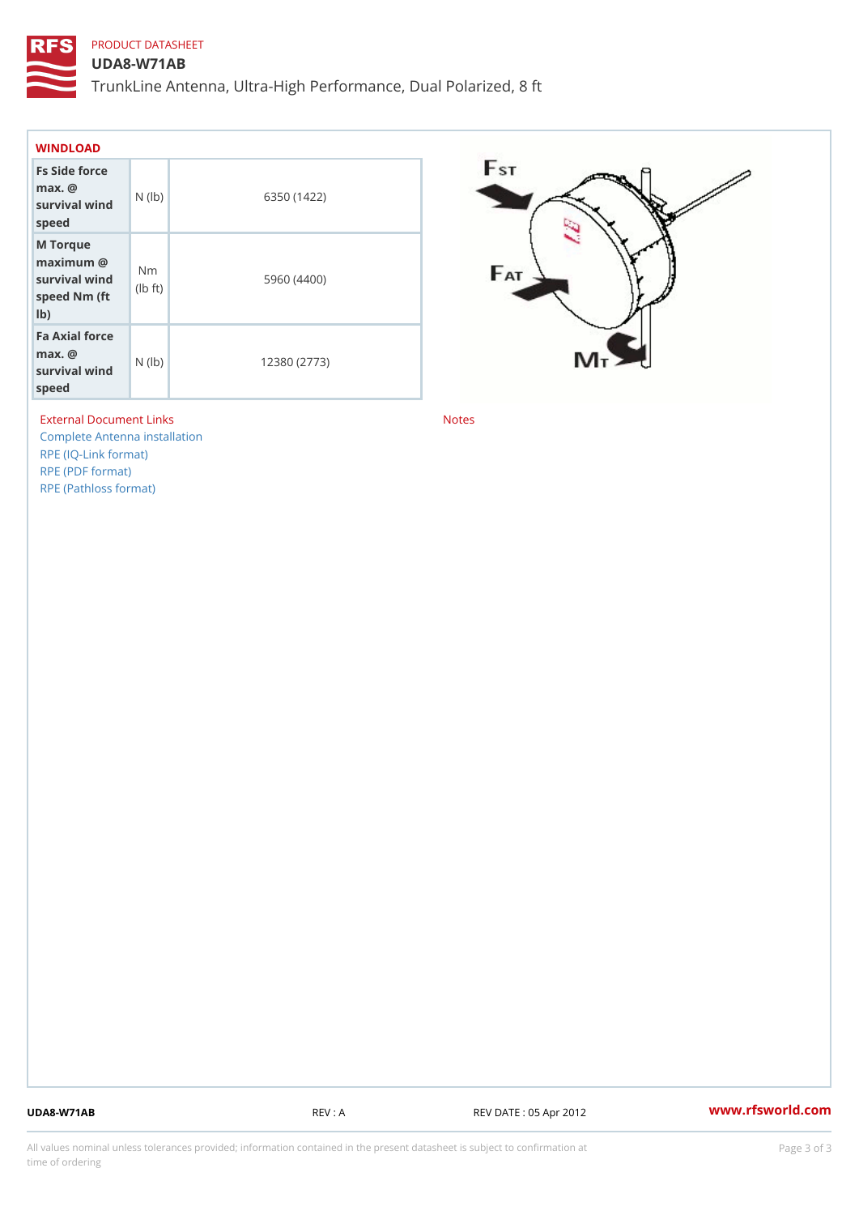PRODUCT DATASHEET

# UDA8-W71AB

TrunkLine Antenna, Ultra-High Performance, Dual Polarized, 8 ft

## WINDLOAD

| | | |
|---|---|---|
| Fs Side force max. @ survival wind speed | N (lb) | 6350 (1422) |
| M Torque maximum @ survival wind speed Nm (ft lb) | Nm (lb ft) | 5960 (4400) |
| Fa Axial force max. @ survival wind speed | N (lb) | 12380 (2773) |

FST

FAT

MT

External Document Links

Complete Antenna installation

RPE (IQ-Link format)

RPE (PDF format)

RPE (Pathloss format)

Notes

UDA8-W71AB REV : A REV DATE : 05 Apr 2012 www.rfsworld.com

All values nominal unless tolerances provided; information contained in the present datasheet is subject to confirmation at time of ordering